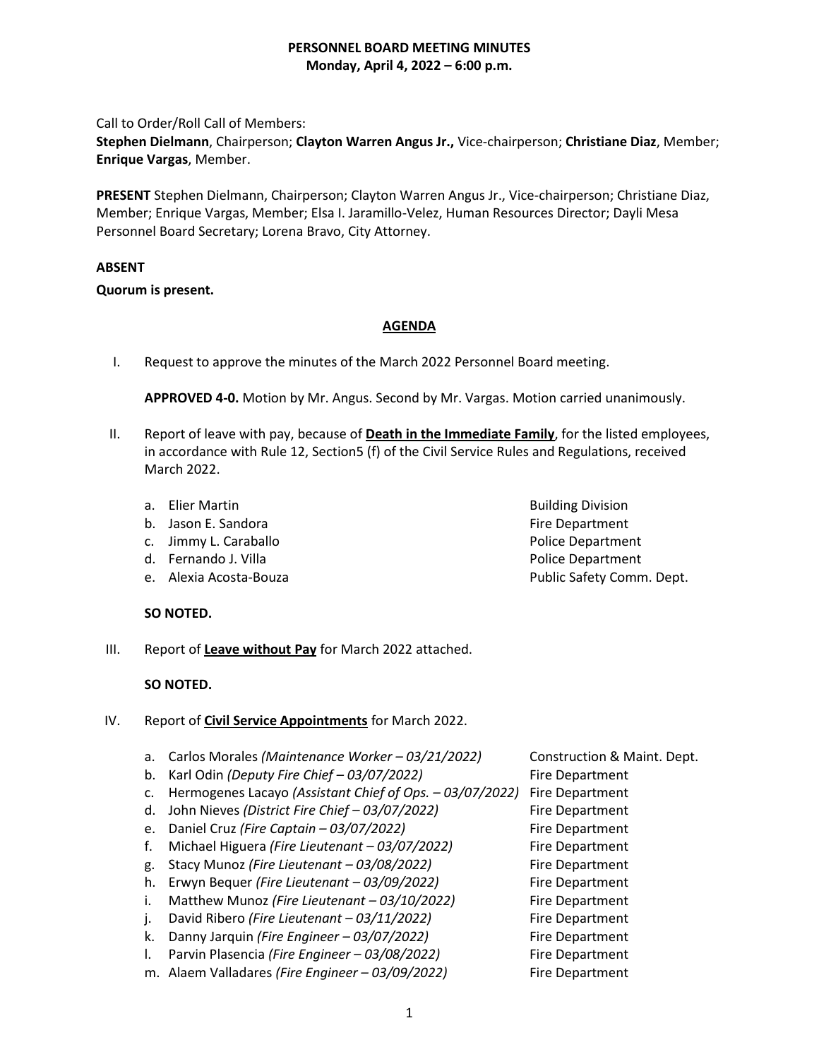**PERSONNEL BOARD MEETING MINUTES**
**Monday, April 4, 2022 – 6:00 p.m.**

Call to Order/Roll Call of Members:
**Stephen Dielmann**, Chairperson; **Clayton Warren Angus Jr.,** Vice-chairperson; **Christiane Diaz**, Member; **Enrique Vargas**, Member.

**PRESENT** Stephen Dielmann, Chairperson; Clayton Warren Angus Jr., Vice-chairperson; Christiane Diaz, Member; Enrique Vargas, Member; Elsa I. Jaramillo-Velez, Human Resources Director; Dayli Mesa Personnel Board Secretary; Lorena Bravo, City Attorney.

**ABSENT**

**Quorum is present.**

**AGENDA**

I. Request to approve the minutes of the March 2022 Personnel Board meeting.

   **APPROVED 4-0.** Motion by Mr. Angus. Second by Mr. Vargas. Motion carried unanimously.

II. Report of leave with pay, because of **Death in the Immediate Family**, for the listed employees, in accordance with Rule 12, Section5 (f) of the Civil Service Rules and Regulations, received March 2022.

   a. Elier Martin — Building Division
   b. Jason E. Sandora — Fire Department
   c. Jimmy L. Caraballo — Police Department
   d. Fernando J. Villa — Police Department
   e. Alexia Acosta-Bouza — Public Safety Comm. Dept.

   **SO NOTED.**

III. Report of **Leave without Pay** for March 2022 attached.

   **SO NOTED.**

IV. Report of **Civil Service Appointments** for March 2022.

   a. Carlos Morales *(Maintenance Worker – 03/21/2022)* — Construction & Maint. Dept.
   b. Karl Odin *(Deputy Fire Chief – 03/07/2022)* — Fire Department
   c. Hermogenes Lacayo *(Assistant Chief of Ops. – 03/07/2022)* — Fire Department
   d. John Nieves *(District Fire Chief – 03/07/2022)* — Fire Department
   e. Daniel Cruz *(Fire Captain – 03/07/2022)* — Fire Department
   f. Michael Higuera *(Fire Lieutenant – 03/07/2022)* — Fire Department
   g. Stacy Munoz *(Fire Lieutenant – 03/08/2022)* — Fire Department
   h. Erwyn Bequer *(Fire Lieutenant – 03/09/2022)* — Fire Department
   i. Matthew Munoz *(Fire Lieutenant – 03/10/2022)* — Fire Department
   j. David Ribero *(Fire Lieutenant – 03/11/2022)* — Fire Department
   k. Danny Jarquin *(Fire Engineer – 03/07/2022)* — Fire Department
   l. Parvin Plasencia *(Fire Engineer – 03/08/2022)* — Fire Department
   m. Alaem Valladares *(Fire Engineer – 03/09/2022)* — Fire Department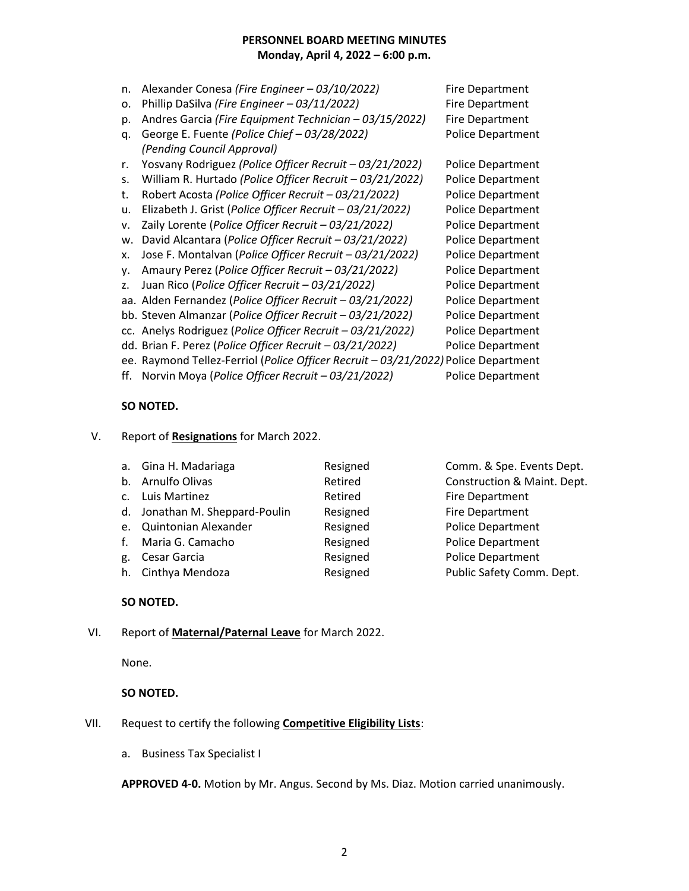PERSONNEL BOARD MEETING MINUTES
Monday, April 4, 2022 – 6:00 p.m.

n. Alexander Conesa *(Fire Engineer – 03/10/2022)* Fire Department
o. Phillip DaSilva *(Fire Engineer – 03/11/2022)* Fire Department
p. Andres Garcia *(Fire Equipment Technician – 03/15/2022)* Fire Department
q. George E. Fuente *(Police Chief – 03/28/2022)* *(Pending Council Approval)* Police Department
r. Yosvany Rodriguez *(Police Officer Recruit – 03/21/2022)* Police Department
s. William R. Hurtado *(Police Officer Recruit – 03/21/2022)* Police Department
t. Robert Acosta *(Police Officer Recruit – 03/21/2022)* Police Department
u. Elizabeth J. Grist (*Police Officer Recruit – 03/21/2022)* Police Department
v. Zaily Lorente (*Police Officer Recruit – 03/21/2022)* Police Department
w. David Alcantara (*Police Officer Recruit – 03/21/2022)* Police Department
x. Jose F. Montalvan (*Police Officer Recruit – 03/21/2022)* Police Department
y. Amaury Perez (*Police Officer Recruit – 03/21/2022)* Police Department
z. Juan Rico (*Police Officer Recruit – 03/21/2022)* Police Department
aa. Alden Fernandez (*Police Officer Recruit – 03/21/2022)* Police Department
bb. Steven Almanzar (*Police Officer Recruit – 03/21/2022)* Police Department
cc. Anelys Rodriguez (*Police Officer Recruit – 03/21/2022)* Police Department
dd. Brian F. Perez (*Police Officer Recruit – 03/21/2022)* Police Department
ee. Raymond Tellez-Ferriol (*Police Officer Recruit – 03/21/2022)* Police Department
ff. Norvin Moya (*Police Officer Recruit – 03/21/2022)* Police Department

**SO NOTED.**

V. Report of **Resignations** for March 2022.

| | Name | Status | Department |
|---|---|---|---|
| a. | Gina H. Madariaga | Resigned | Comm. & Spe. Events Dept. |
| b. | Arnulfo Olivas | Retired | Construction & Maint. Dept. |
| c. | Luis Martinez | Retired | Fire Department |
| d. | Jonathan M. Sheppard-Poulin | Resigned | Fire Department |
| e. | Quintonian Alexander | Resigned | Police Department |
| f. | Maria G. Camacho | Resigned | Police Department |
| g. | Cesar Garcia | Resigned | Police Department |
| h. | Cinthya Mendoza | Resigned | Public Safety Comm. Dept. |

**SO NOTED.**

VI. Report of **Maternal/Paternal Leave** for March 2022.

None.

**SO NOTED.**

VII. Request to certify the following **Competitive Eligibility Lists**:

a. Business Tax Specialist I

**APPROVED 4-0.** Motion by Mr. Angus. Second by Ms. Diaz. Motion carried unanimously.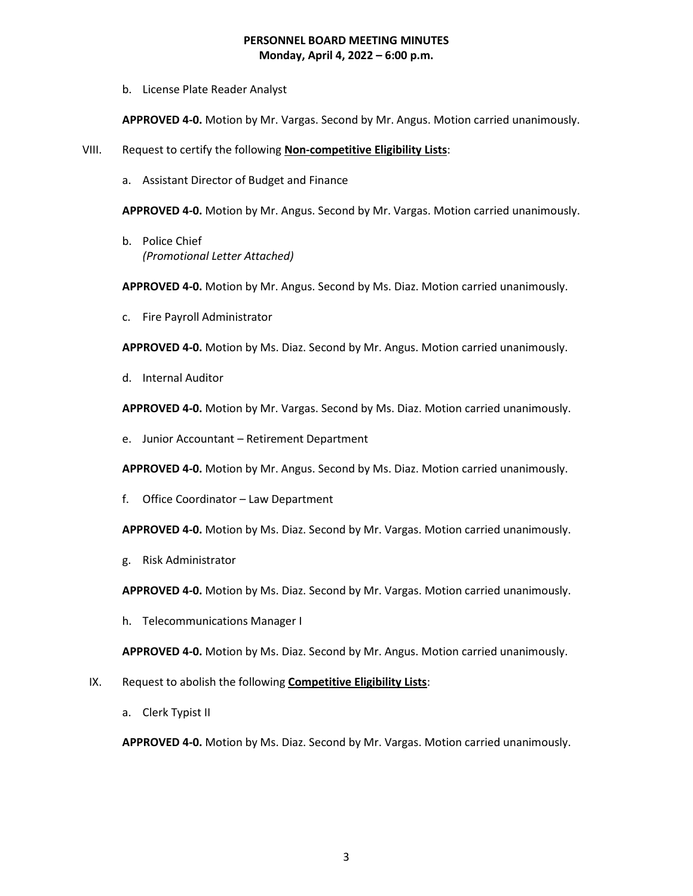b. License Plate Reader Analyst

**APPROVED 4-0.** Motion by Mr. Vargas. Second by Mr. Angus. Motion carried unanimously.

VIII. Request to certify the following **Non-competitive Eligibility Lists**:

a. Assistant Director of Budget and Finance

**APPROVED 4-0.** Motion by Mr. Angus. Second by Mr. Vargas. Motion carried unanimously.

b. Police Chief
*(Promotional Letter Attached)*

**APPROVED 4-0.** Motion by Mr. Angus. Second by Ms. Diaz. Motion carried unanimously.

c. Fire Payroll Administrator

**APPROVED 4-0.** Motion by Ms. Diaz. Second by Mr. Angus. Motion carried unanimously.

d. Internal Auditor

**APPROVED 4-0.** Motion by Mr. Vargas. Second by Ms. Diaz. Motion carried unanimously.

e. Junior Accountant – Retirement Department

**APPROVED 4-0.** Motion by Mr. Angus. Second by Ms. Diaz. Motion carried unanimously.

f. Office Coordinator – Law Department

**APPROVED 4-0.** Motion by Ms. Diaz. Second by Mr. Vargas. Motion carried unanimously.

g. Risk Administrator

**APPROVED 4-0.** Motion by Ms. Diaz. Second by Mr. Vargas. Motion carried unanimously.

h. Telecommunications Manager I

**APPROVED 4-0.** Motion by Ms. Diaz. Second by Mr. Angus. Motion carried unanimously.

IX. Request to abolish the following **Competitive Eligibility Lists**:

a. Clerk Typist II

**APPROVED 4-0.** Motion by Ms. Diaz. Second by Mr. Vargas. Motion carried unanimously.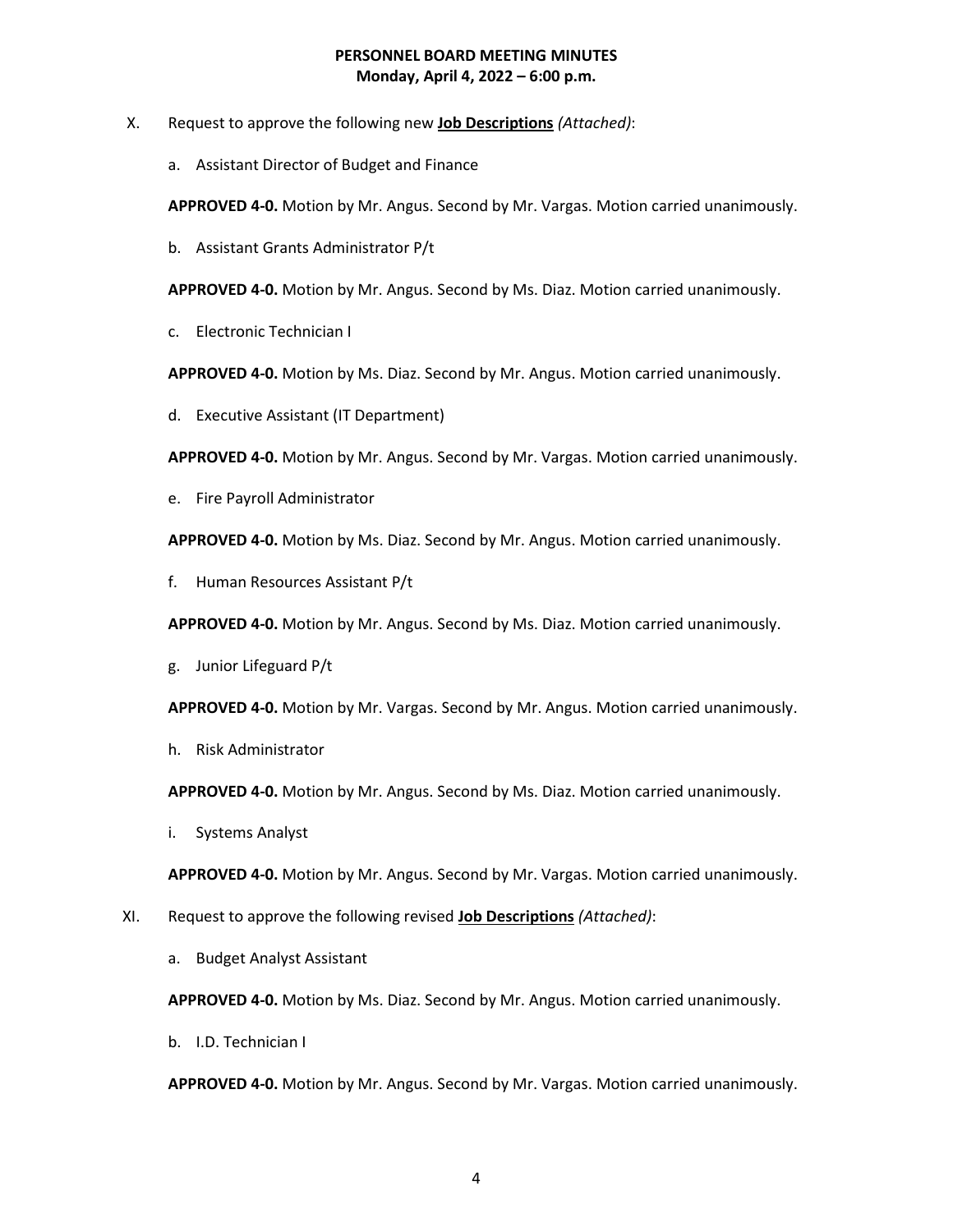X. Request to approve the following new **Job Descriptions** *(Attached)*:

a. Assistant Director of Budget and Finance

**APPROVED 4-0.** Motion by Mr. Angus. Second by Mr. Vargas. Motion carried unanimously.

b. Assistant Grants Administrator P/t

**APPROVED 4-0.** Motion by Mr. Angus. Second by Ms. Diaz. Motion carried unanimously.

c. Electronic Technician I

**APPROVED 4-0.** Motion by Ms. Diaz. Second by Mr. Angus. Motion carried unanimously.

d. Executive Assistant (IT Department)

**APPROVED 4-0.** Motion by Mr. Angus. Second by Mr. Vargas. Motion carried unanimously.

e. Fire Payroll Administrator

**APPROVED 4-0.** Motion by Ms. Diaz. Second by Mr. Angus. Motion carried unanimously.

f. Human Resources Assistant P/t

**APPROVED 4-0.** Motion by Mr. Angus. Second by Ms. Diaz. Motion carried unanimously.

g. Junior Lifeguard P/t

**APPROVED 4-0.** Motion by Mr. Vargas. Second by Mr. Angus. Motion carried unanimously.

h. Risk Administrator

**APPROVED 4-0.** Motion by Mr. Angus. Second by Ms. Diaz. Motion carried unanimously.

i. Systems Analyst

**APPROVED 4-0.** Motion by Mr. Angus. Second by Mr. Vargas. Motion carried unanimously.

XI. Request to approve the following revised **Job Descriptions** *(Attached)*:

a. Budget Analyst Assistant

**APPROVED 4-0.** Motion by Ms. Diaz. Second by Mr. Angus. Motion carried unanimously.

b. I.D. Technician I

**APPROVED 4-0.** Motion by Mr. Angus. Second by Mr. Vargas. Motion carried unanimously.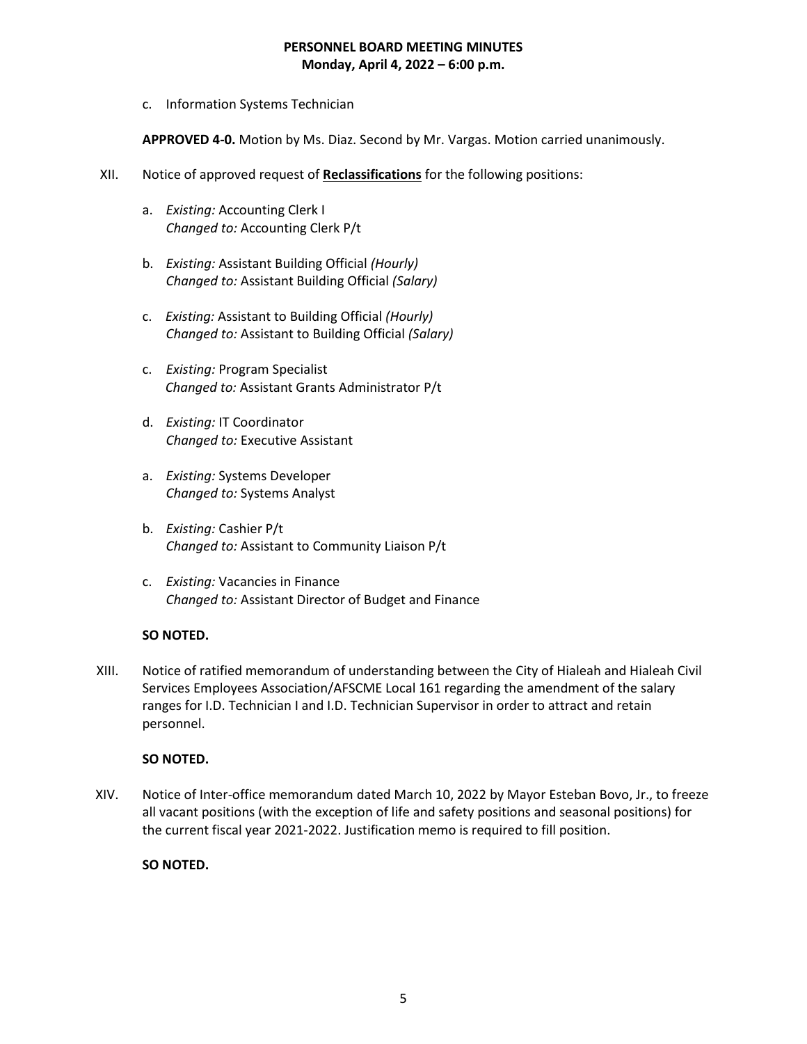c. Information Systems Technician

**APPROVED 4-0.** Motion by Ms. Diaz. Second by Mr. Vargas. Motion carried unanimously.

XII. Notice of approved request of **Reclassifications** for the following positions:

a. *Existing:* Accounting Clerk I
   *Changed to:* Accounting Clerk P/t

b. *Existing:* Assistant Building Official *(Hourly)*
   *Changed to:* Assistant Building Official *(Salary)*

c. *Existing:* Assistant to Building Official *(Hourly)*
   *Changed to:* Assistant to Building Official *(Salary)*

c. *Existing:* Program Specialist
   *Changed to:* Assistant Grants Administrator P/t

d. *Existing:* IT Coordinator
   *Changed to:* Executive Assistant

a. *Existing:* Systems Developer
   *Changed to:* Systems Analyst

b. *Existing:* Cashier P/t
   *Changed to:* Assistant to Community Liaison P/t

c. *Existing:* Vacancies in Finance
   *Changed to:* Assistant Director of Budget and Finance

**SO NOTED.**

XIII. Notice of ratified memorandum of understanding between the City of Hialeah and Hialeah Civil Services Employees Association/AFSCME Local 161 regarding the amendment of the salary ranges for I.D. Technician I and I.D. Technician Supervisor in order to attract and retain personnel.

**SO NOTED.**

XIV. Notice of Inter-office memorandum dated March 10, 2022 by Mayor Esteban Bovo, Jr., to freeze all vacant positions (with the exception of life and safety positions and seasonal positions) for the current fiscal year 2021-2022. Justification memo is required to fill position.

**SO NOTED.**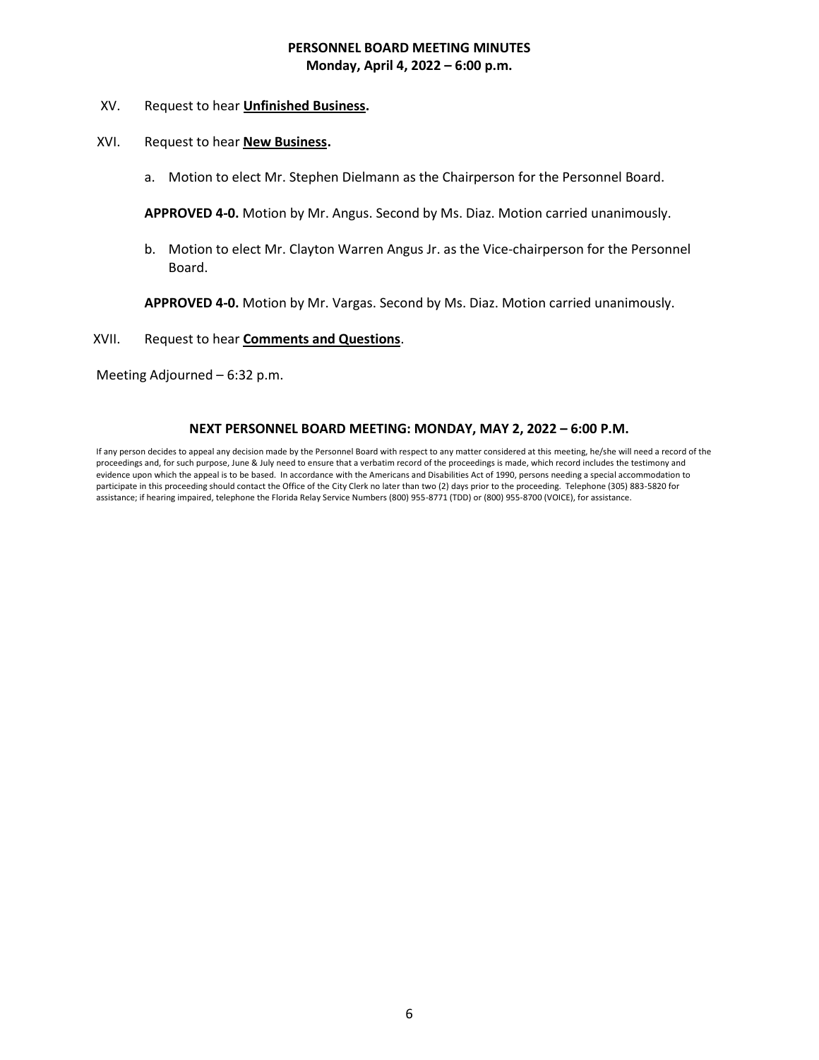XV. Request to hear **Unfinished Business.**

XVI. Request to hear **New Business.**

a. Motion to elect Mr. Stephen Dielmann as the Chairperson for the Personnel Board.

**APPROVED 4-0.** Motion by Mr. Angus. Second by Ms. Diaz. Motion carried unanimously.

b. Motion to elect Mr. Clayton Warren Angus Jr. as the Vice-chairperson for the Personnel Board.

**APPROVED 4-0.** Motion by Mr. Vargas. Second by Ms. Diaz. Motion carried unanimously.

XVII. Request to hear **Comments and Questions**.

Meeting Adjourned – 6:32 p.m.

**NEXT PERSONNEL BOARD MEETING: MONDAY, MAY 2, 2022 – 6:00 P.M.**

If any person decides to appeal any decision made by the Personnel Board with respect to any matter considered at this meeting, he/she will need a record of the proceedings and, for such purpose, June & July need to ensure that a verbatim record of the proceedings is made, which record includes the testimony and evidence upon which the appeal is to be based. In accordance with the Americans and Disabilities Act of 1990, persons needing a special accommodation to participate in this proceeding should contact the Office of the City Clerk no later than two (2) days prior to the proceeding. Telephone (305) 883-5820 for assistance; if hearing impaired, telephone the Florida Relay Service Numbers (800) 955-8771 (TDD) or (800) 955-8700 (VOICE), for assistance.